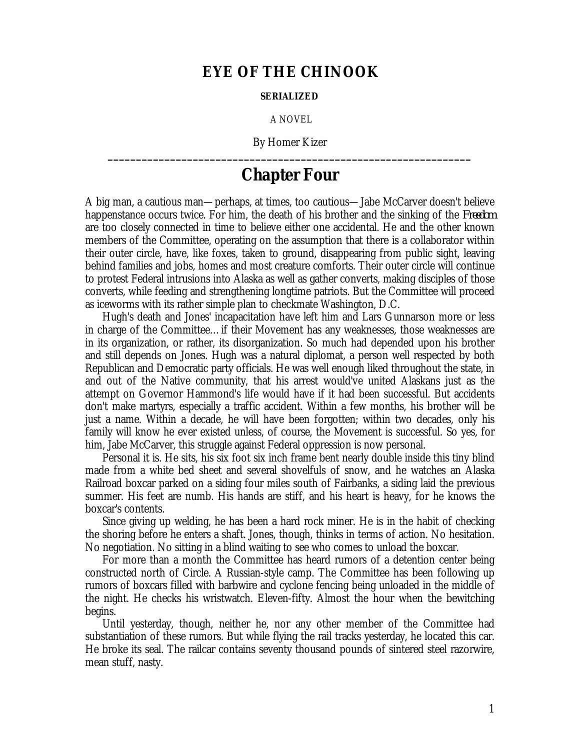# EYE OF THE CHINOOK

**SERIALIZED**

A NOVEL

By Homer Kizer

---

## Chapter Four

A big man, a cautious man—perhaps, at times, too cautious—Jabe McCarver doesn't believe happenstance occurs twice. For him, the death of his brother and the sinking of the *Freedom* are too closely connected in time to believe either one accidental. He and the other known members of the Committee, operating on the assumption that there is a collaborator within their outer circle, have, like foxes, taken to ground, disappearing from public sight, leaving behind families and jobs, homes and most creature comforts. Their outer circle will continue to protest Federal intrusions into Alaska as well as gather converts, making disciples of those converts, while feeding and strengthening longtime patriots. But the Committee will proceed as iceworms with its rather simple plan to checkmate Washington, D.C.

Hugh's death and Jones' incapacitation have left him and Lars Gunnarson more or less in charge of the Committee… if their Movement has any weaknesses, those weaknesses are in its organization, or rather, its disorganization. So much had depended upon his brother and still depends on Jones. Hugh was a natural diplomat, a person well respected by both Republican and Democratic party officials. He was well enough liked throughout the state, in and out of the Native community, that his arrest would've united Alaskans just as the attempt on Governor Hammond's life would have if it had been successful. But accidents don't make martyrs, especially a traffic accident. Within a few months, his brother will be just a name. Within a decade, he will have been forgotten; within two decades, only his family will know he ever existed unless, of course, the Movement is successful. So yes, for him, Jabe McCarver, this struggle against Federal oppression is now personal.

Personal it is. He sits, his six foot six inch frame bent nearly double inside this tiny blind made from a white bed sheet and several shovelfuls of snow, and he watches an Alaska Railroad boxcar parked on a siding four miles south of Fairbanks, a siding laid the previous summer. His feet are numb. His hands are stiff, and his heart is heavy, for he knows the boxcar's contents.

Since giving up welding, he has been a hard rock miner. He is in the habit of checking the shoring before he enters a shaft. Jones, though, thinks in terms of action. No hesitation. No negotiation. No sitting in a blind waiting to see who comes to unload the boxcar.

For more than a month the Committee has heard rumors of a detention center being constructed north of Circle. A Russian-style camp. The Committee has been following up rumors of boxcars filled with barbwire and cyclone fencing being unloaded in the middle of the night. He checks his wristwatch. Eleven-fifty. Almost the hour when the bewitching begins.

Until yesterday, though, neither he, nor any other member of the Committee had substantiation of these rumors. But while flying the rail tracks yesterday, he located this car. He broke its seal. The railcar contains seventy thousand pounds of sintered steel razorwire, mean stuff, nasty.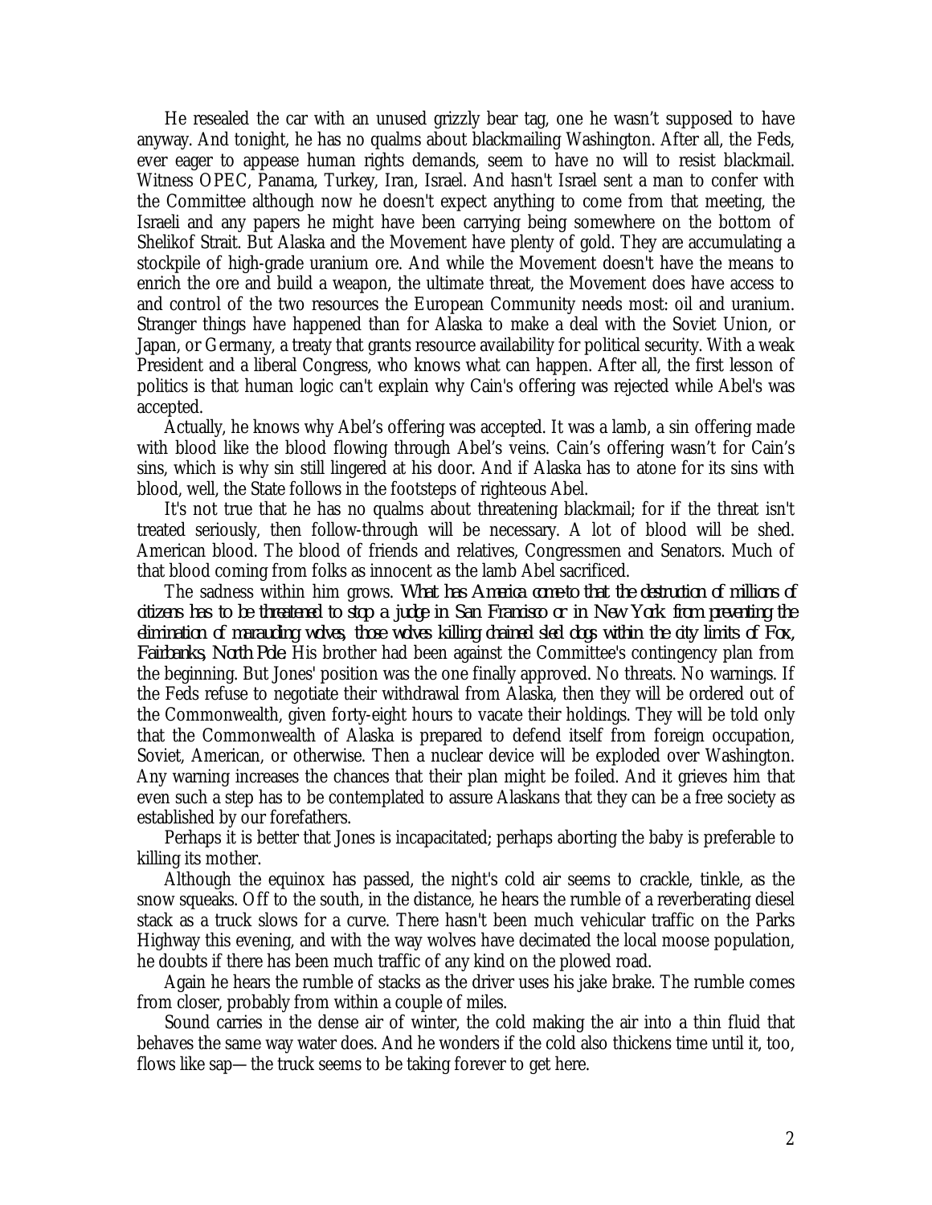He resealed the car with an unused grizzly bear tag, one he wasn't supposed to have anyway. And tonight, he has no qualms about blackmailing Washington. After all, the Feds, ever eager to appease human rights demands, seem to have no will to resist blackmail. Witness OPEC, Panama, Turkey, Iran, Israel. And hasn't Israel sent a man to confer with the Committee although now he doesn't expect anything to come from that meeting, the Israeli and any papers he might have been carrying being somewhere on the bottom of Shelikof Strait. But Alaska and the Movement have plenty of gold. They are accumulating a stockpile of high-grade uranium ore. And while the Movement doesn't have the means to enrich the ore and build a weapon, the ultimate threat, the Movement does have access to and control of the two resources the European Community needs most: oil and uranium. Stranger things have happened than for Alaska to make a deal with the Soviet Union, or Japan, or Germany, a treaty that grants resource availability for political security. With a weak President and a liberal Congress, who knows what can happen. After all, the first lesson of politics is that human logic can't explain why Cain's offering was rejected while Abel's was accepted.

Actually, he knows why Abel's offering was accepted. It was a lamb, a sin offering made with blood like the blood flowing through Abel's veins. Cain's offering wasn't for Cain's sins, which is why sin still lingered at his door. And if Alaska has to atone for its sins with blood, well, the State follows in the footsteps of righteous Abel.

It's not true that he has no qualms about threatening blackmail; for if the threat isn't treated seriously, then follow-through will be necessary. A lot of blood will be shed. American blood. The blood of friends and relatives, Congressmen and Senators. Much of that blood coming from folks as innocent as the lamb Abel sacrificed.

The sadness within him grows. *What has America come to that the destruction of millions of citizens has to be threatened to stop a judge in San Francisco or in New York from preventing the elimination of marauding wolves, those wolves killing chained sled dogs within the city limits of Fox, Fairbanks, North Pole.* His brother had been against the Committee's contingency plan from the beginning. But Jones' position was the one finally approved. No threats. No warnings. If the Feds refuse to negotiate their withdrawal from Alaska, then they will be ordered out of the Commonwealth, given forty-eight hours to vacate their holdings. They will be told only that the Commonwealth of Alaska is prepared to defend itself from foreign occupation, Soviet, American, or otherwise. Then a nuclear device will be exploded over Washington. Any warning increases the chances that their plan might be foiled. And it grieves him that even such a step has to be contemplated to assure Alaskans that they can be a free society as established by our forefathers.

Perhaps it is better that Jones is incapacitated; perhaps aborting the baby is preferable to killing its mother.

Although the equinox has passed, the night's cold air seems to crackle, tinkle, as the snow squeaks. Off to the south, in the distance, he hears the rumble of a reverberating diesel stack as a truck slows for a curve. There hasn't been much vehicular traffic on the Parks Highway this evening, and with the way wolves have decimated the local moose population, he doubts if there has been much traffic of any kind on the plowed road.

Again he hears the rumble of stacks as the driver uses his jake brake. The rumble comes from closer, probably from within a couple of miles.

Sound carries in the dense air of winter, the cold making the air into a thin fluid that behaves the same way water does. And he wonders if the cold also thickens time until it, too, flows like sap—the truck seems to be taking forever to get here.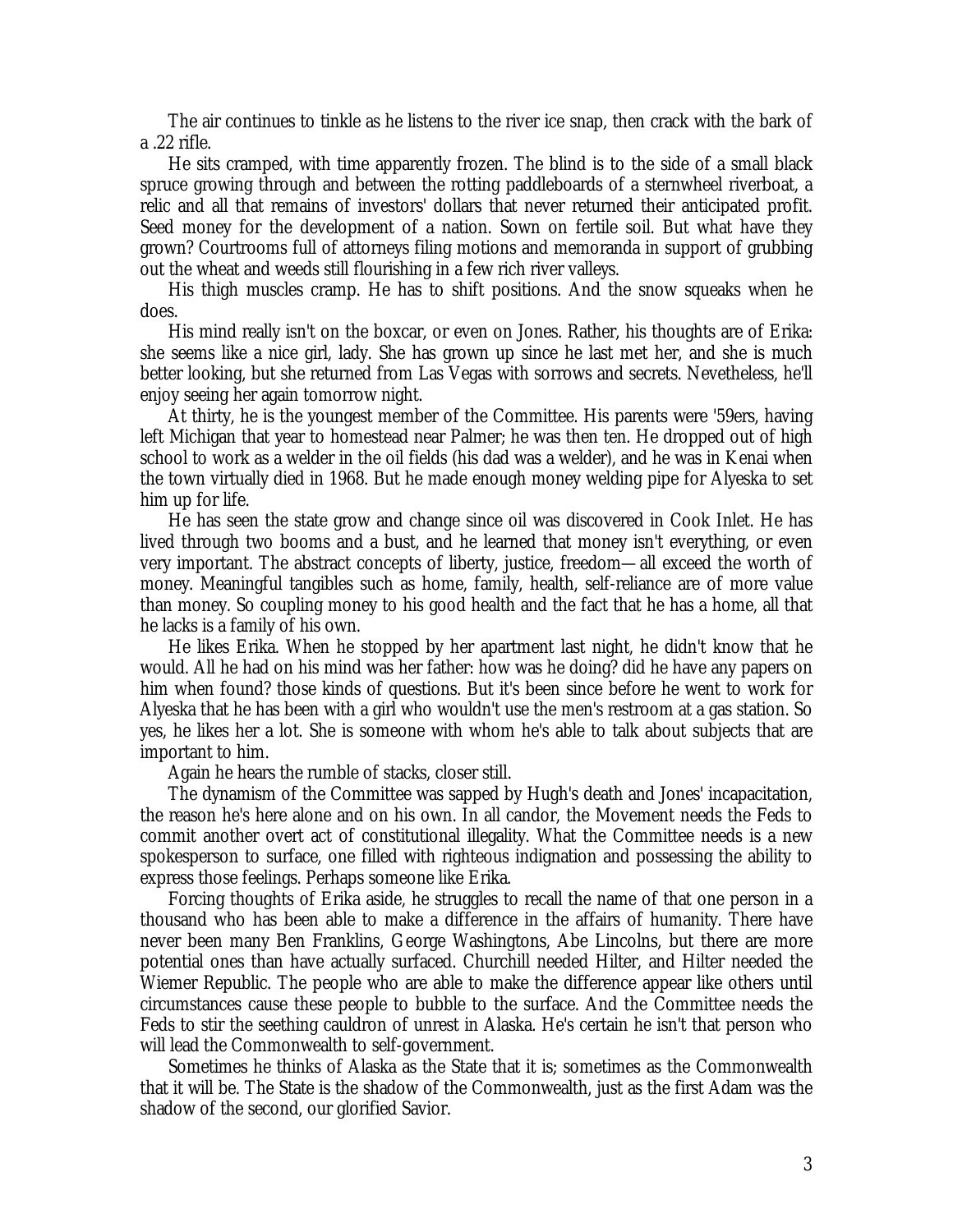The air continues to tinkle as he listens to the river ice snap, then crack with the bark of a .22 rifle.

He sits cramped, with time apparently frozen. The blind is to the side of a small black spruce growing through and between the rotting paddleboards of a sternwheel riverboat, a relic and all that remains of investors' dollars that never returned their anticipated profit. Seed money for the development of a nation. Sown on fertile soil. But what have they grown? Courtrooms full of attorneys filing motions and memoranda in support of grubbing out the wheat and weeds still flourishing in a few rich river valleys.

His thigh muscles cramp. He has to shift positions. And the snow squeaks when he does.

His mind really isn't on the boxcar, or even on Jones. Rather, his thoughts are of Erika: she seems like a nice girl, lady. She has grown up since he last met her, and she is much better looking, but she returned from Las Vegas with sorrows and secrets. Nevetheless, he'll enjoy seeing her again tomorrow night.

At thirty, he is the youngest member of the Committee. His parents were '59ers, having left Michigan that year to homestead near Palmer; he was then ten. He dropped out of high school to work as a welder in the oil fields (his dad was a welder), and he was in Kenai when the town virtually died in 1968. But he made enough money welding pipe for Alyeska to set him up for life.

He has seen the state grow and change since oil was discovered in Cook Inlet. He has lived through two booms and a bust, and he learned that money isn't everything, or even very important. The abstract concepts of liberty, justice, freedom—all exceed the worth of money. Meaningful tangibles such as home, family, health, self-reliance are of more value than money. So coupling money to his good health and the fact that he has a home, all that he lacks is a family of his own.

He likes Erika. When he stopped by her apartment last night, he didn't know that he would. All he had on his mind was her father: how was he doing? did he have any papers on him when found? those kinds of questions. But it's been since before he went to work for Alyeska that he has been with a girl who wouldn't use the men's restroom at a gas station. So yes, he likes her a lot. She is someone with whom he's able to talk about subjects that are important to him.

Again he hears the rumble of stacks, closer still.

The dynamism of the Committee was sapped by Hugh's death and Jones' incapacitation, the reason he's here alone and on his own. In all candor, the Movement needs the Feds to commit another overt act of constitutional illegality. What the Committee needs is a new spokesperson to surface, one filled with righteous indignation and possessing the ability to express those feelings. Perhaps someone like Erika.

Forcing thoughts of Erika aside, he struggles to recall the name of that one person in a thousand who has been able to make a difference in the affairs of humanity. There have never been many Ben Franklins, George Washingtons, Abe Lincolns, but there are more potential ones than have actually surfaced. Churchill needed Hilter, and Hilter needed the Wiemer Republic. The people who are able to make the difference appear like others until circumstances cause these people to bubble to the surface. And the Committee needs the Feds to stir the seething cauldron of unrest in Alaska. He's certain he isn't that person who will lead the Commonwealth to self-government.

Sometimes he thinks of Alaska as the State that it is; sometimes as the Commonwealth that it will be. The State is the shadow of the Commonwealth, just as the first Adam was the shadow of the second, our glorified Savior.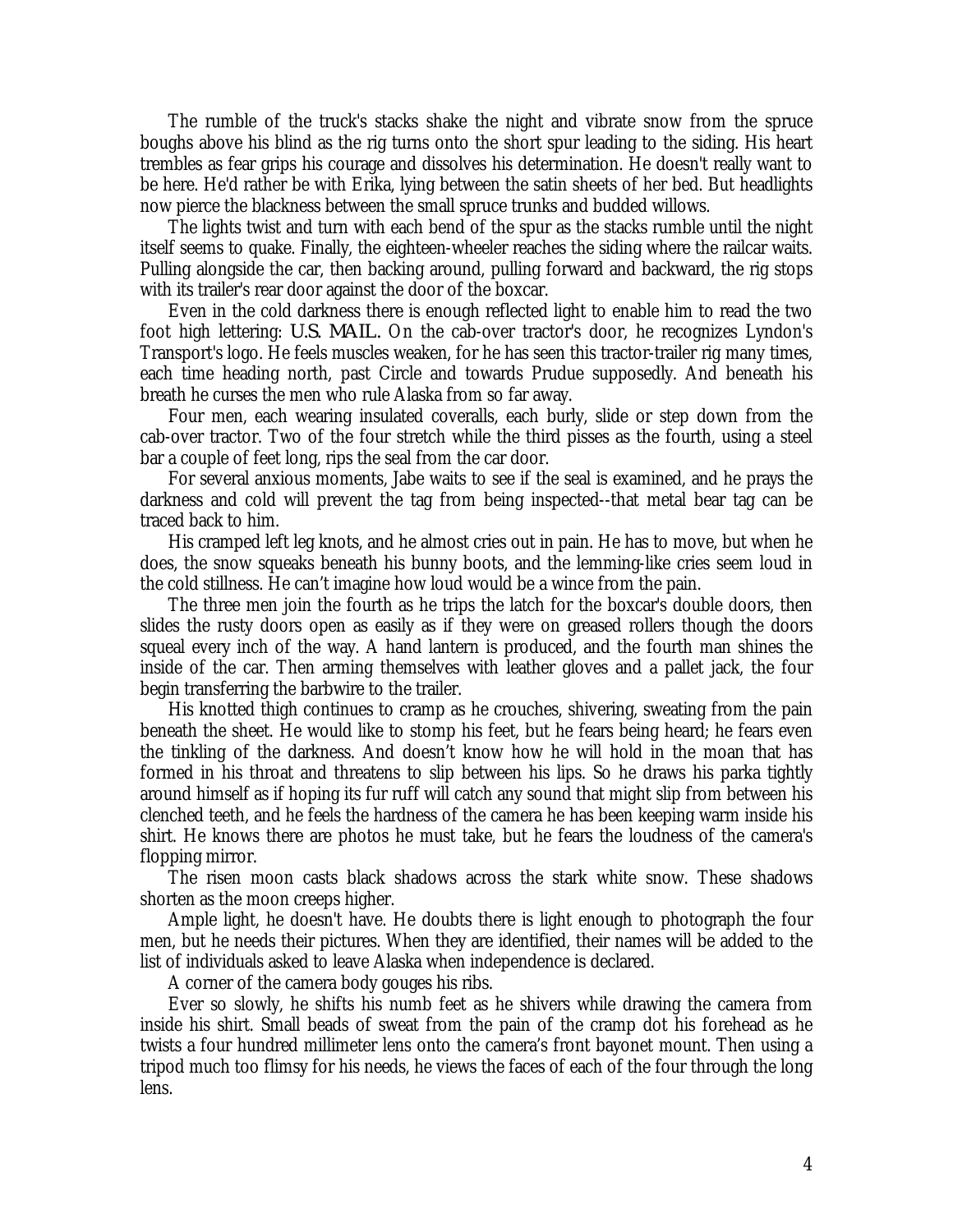The rumble of the truck's stacks shake the night and vibrate snow from the spruce boughs above his blind as the rig turns onto the short spur leading to the siding. His heart trembles as fear grips his courage and dissolves his determination. He doesn't really want to be here. He'd rather be with Erika, lying between the satin sheets of her bed. But headlights now pierce the blackness between the small spruce trunks and budded willows.

The lights twist and turn with each bend of the spur as the stacks rumble until the night itself seems to quake. Finally, the eighteen-wheeler reaches the siding where the railcar waits. Pulling alongside the car, then backing around, pulling forward and backward, the rig stops with its trailer's rear door against the door of the boxcar.

Even in the cold darkness there is enough reflected light to enable him to read the two foot high lettering: U.S. MAIL. On the cab-over tractor's door, he recognizes Lyndon's Transport's logo. He feels muscles weaken, for he has seen this tractor-trailer rig many times, each time heading north, past Circle and towards Prudue supposedly. And beneath his breath he curses the men who rule Alaska from so far away.

Four men, each wearing insulated coveralls, each burly, slide or step down from the cab-over tractor. Two of the four stretch while the third pisses as the fourth, using a steel bar a couple of feet long, rips the seal from the car door.

For several anxious moments, Jabe waits to see if the seal is examined, and he prays the darkness and cold will prevent the tag from being inspected--that metal bear tag can be traced back to him.

His cramped left leg knots, and he almost cries out in pain. He has to move, but when he does, the snow squeaks beneath his bunny boots, and the lemming-like cries seem loud in the cold stillness. He can't imagine how loud would be a wince from the pain.

The three men join the fourth as he trips the latch for the boxcar's double doors, then slides the rusty doors open as easily as if they were on greased rollers though the doors squeal every inch of the way. A hand lantern is produced, and the fourth man shines the inside of the car. Then arming themselves with leather gloves and a pallet jack, the four begin transferring the barbwire to the trailer.

His knotted thigh continues to cramp as he crouches, shivering, sweating from the pain beneath the sheet. He would like to stomp his feet, but he fears being heard; he fears even the tinkling of the darkness. And doesn't know how he will hold in the moan that has formed in his throat and threatens to slip between his lips. So he draws his parka tightly around himself as if hoping its fur ruff will catch any sound that might slip from between his clenched teeth, and he feels the hardness of the camera he has been keeping warm inside his shirt. He knows there are photos he must take, but he fears the loudness of the camera's flopping mirror.

The risen moon casts black shadows across the stark white snow. These shadows shorten as the moon creeps higher.

Ample light, he doesn't have. He doubts there is light enough to photograph the four men, but he needs their pictures. When they are identified, their names will be added to the list of individuals asked to leave Alaska when independence is declared.

A corner of the camera body gouges his ribs.

Ever so slowly, he shifts his numb feet as he shivers while drawing the camera from inside his shirt. Small beads of sweat from the pain of the cramp dot his forehead as he twists a four hundred millimeter lens onto the camera's front bayonet mount. Then using a tripod much too flimsy for his needs, he views the faces of each of the four through the long lens.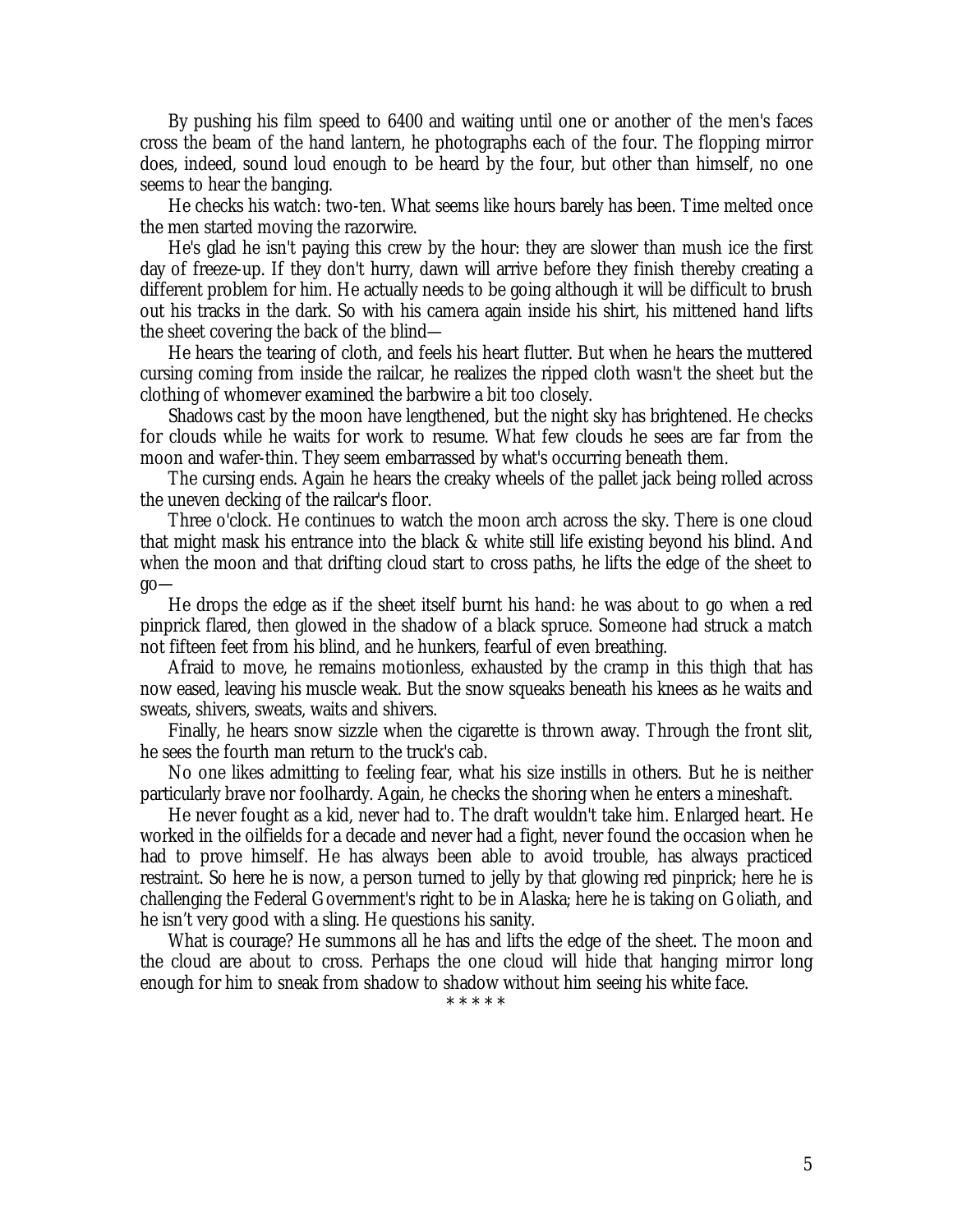By pushing his film speed to 6400 and waiting until one or another of the men's faces cross the beam of the hand lantern, he photographs each of the four. The flopping mirror does, indeed, sound loud enough to be heard by the four, but other than himself, no one seems to hear the banging.

He checks his watch: two-ten. What seems like hours barely has been. Time melted once the men started moving the razorwire.

He's glad he isn't paying this crew by the hour: they are slower than mush ice the first day of freeze-up. If they don't hurry, dawn will arrive before they finish thereby creating a different problem for him. He actually needs to be going although it will be difficult to brush out his tracks in the dark. So with his camera again inside his shirt, his mittened hand lifts the sheet covering the back of the blind—

He hears the tearing of cloth, and feels his heart flutter. But when he hears the muttered cursing coming from inside the railcar, he realizes the ripped cloth wasn't the sheet but the clothing of whomever examined the barbwire a bit too closely.

Shadows cast by the moon have lengthened, but the night sky has brightened. He checks for clouds while he waits for work to resume. What few clouds he sees are far from the moon and wafer-thin. They seem embarrassed by what's occurring beneath them.

The cursing ends. Again he hears the creaky wheels of the pallet jack being rolled across the uneven decking of the railcar's floor.

Three o'clock. He continues to watch the moon arch across the sky. There is one cloud that might mask his entrance into the black & white still life existing beyond his blind. And when the moon and that drifting cloud start to cross paths, he lifts the edge of the sheet to go—

He drops the edge as if the sheet itself burnt his hand: he was about to go when a red pinprick flared, then glowed in the shadow of a black spruce. Someone had struck a match not fifteen feet from his blind, and he hunkers, fearful of even breathing.

Afraid to move, he remains motionless, exhausted by the cramp in this thigh that has now eased, leaving his muscle weak. But the snow squeaks beneath his knees as he waits and sweats, shivers, sweats, waits and shivers.

Finally, he hears snow sizzle when the cigarette is thrown away. Through the front slit, he sees the fourth man return to the truck's cab.

No one likes admitting to feeling fear, what his size instills in others. But he is neither particularly brave nor foolhardy. Again, he checks the shoring when he enters a mineshaft.

He never fought as a kid, never had to. The draft wouldn't take him. Enlarged heart. He worked in the oilfields for a decade and never had a fight, never found the occasion when he had to prove himself. He has always been able to avoid trouble, has always practiced restraint. So here he is now, a person turned to jelly by that glowing red pinprick; here he is challenging the Federal Government's right to be in Alaska; here he is taking on Goliath, and he isn't very good with a sling. He questions his sanity.

What is courage? He summons all he has and lifts the edge of the sheet. The moon and the cloud are about to cross. Perhaps the one cloud will hide that hanging mirror long enough for him to sneak from shadow to shadow without him seeing his white face.

\* \* \* \* \*